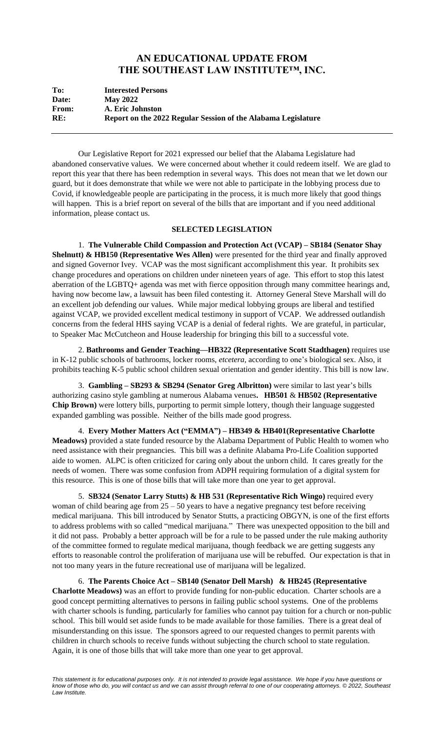# AN EDUCATIONAL UPDATE FROM THE SOUTHEAST LAW INSTITUTE™, INC.

| | |
|---|---|
| **To:** | **Interested Persons** |
| **Date:** | **May 2022** |
| **From:** | **A. Eric Johnston** |
| **RE:** | **Report on the 2022 Regular Session of the Alabama Legislature** |

Our Legislative Report for 2021 expressed our belief that the Alabama Legislature had abandoned conservative values. We were concerned about whether it could redeem itself. We are glad to report this year that there has been redemption in several ways. This does not mean that we let down our guard, but it does demonstrate that while we were not able to participate in the lobbying process due to Covid, if knowledgeable people are participating in the process, it is much more likely that good things will happen. This is a brief report on several of the bills that are important and if you need additional information, please contact us.

## SELECTED LEGISLATION

1. **The Vulnerable Child Compassion and Protection Act (VCAP) – SB184 (Senator Shay Shelnutt) & HB150 (Representative Wes Allen)** were presented for the third year and finally approved and signed Governor Ivey. VCAP was the most significant accomplishment this year. It prohibits sex change procedures and operations on children under nineteen years of age. This effort to stop this latest aberration of the LGBTQ+ agenda was met with fierce opposition through many committee hearings and, having now become law, a lawsuit has been filed contesting it. Attorney General Steve Marshall will do an excellent job defending our values. While major medical lobbying groups are liberal and testified against VCAP, we provided excellent medical testimony in support of VCAP. We addressed outlandish concerns from the federal HHS saying VCAP is a denial of federal rights. We are grateful, in particular, to Speaker Mac McCutcheon and House leadership for bringing this bill to a successful vote.

2. **Bathrooms and Gender Teaching—HB322 (Representative Scott Stadthagen)** requires use in K-12 public schools of bathrooms, locker rooms, *etcetera*, according to one's biological sex. Also, it prohibits teaching K-5 public school children sexual orientation and gender identity. This bill is now law.

3. **Gambling – SB293 & SB294 (Senator Greg Albritton)** were similar to last year's bills authorizing casino style gambling at numerous Alabama venues**. HB501** & **HB502 (Representative Chip Brown)** were lottery bills, purporting to permit simple lottery, though their language suggested expanded gambling was possible. Neither of the bills made good progress.

4. **Every Mother Matters Act ("EMMA") – HB349 & HB401(Representative Charlotte Meadows)** provided a state funded resource by the Alabama Department of Public Health to women who need assistance with their pregnancies. This bill was a definite Alabama Pro-Life Coalition supported aide to women. ALPC is often criticized for caring only about the unborn child. It cares greatly for the needs of women. There was some confusion from ADPH requiring formulation of a digital system for this resource. This is one of those bills that will take more than one year to get approval.

5. **SB324 (Senator Larry Stutts) & HB 531 (Representative Rich Wingo)** required every woman of child bearing age from 25 – 50 years to have a negative pregnancy test before receiving medical marijuana. This bill introduced by Senator Stutts, a practicing OBGYN, is one of the first efforts to address problems with so called "medical marijuana." There was unexpected opposition to the bill and it did not pass. Probably a better approach will be for a rule to be passed under the rule making authority of the committee formed to regulate medical marijuana, though feedback we are getting suggests any efforts to reasonable control the proliferation of marijuana use will be rebuffed. Our expectation is that in not too many years in the future recreational use of marijuana will be legalized.

6. **The Parents Choice Act – SB140 (Senator Dell Marsh) & HB245 (Representative Charlotte Meadows)** was an effort to provide funding for non-public education. Charter schools are a good concept permitting alternatives to persons in failing public school systems. One of the problems with charter schools is funding, particularly for families who cannot pay tuition for a church or non-public school. This bill would set aside funds to be made available for those families. There is a great deal of misunderstanding on this issue. The sponsors agreed to our requested changes to permit parents with children in church schools to receive funds without subjecting the church school to state regulation. Again, it is one of those bills that will take more than one year to get approval.

*This statement is for educational purposes only. It is not intended to provide legal assistance. We hope if you have questions or know of those who do, you will contact us and we can assist through referral to one of our cooperating attorneys. © 2022, Southeast Law Institute.*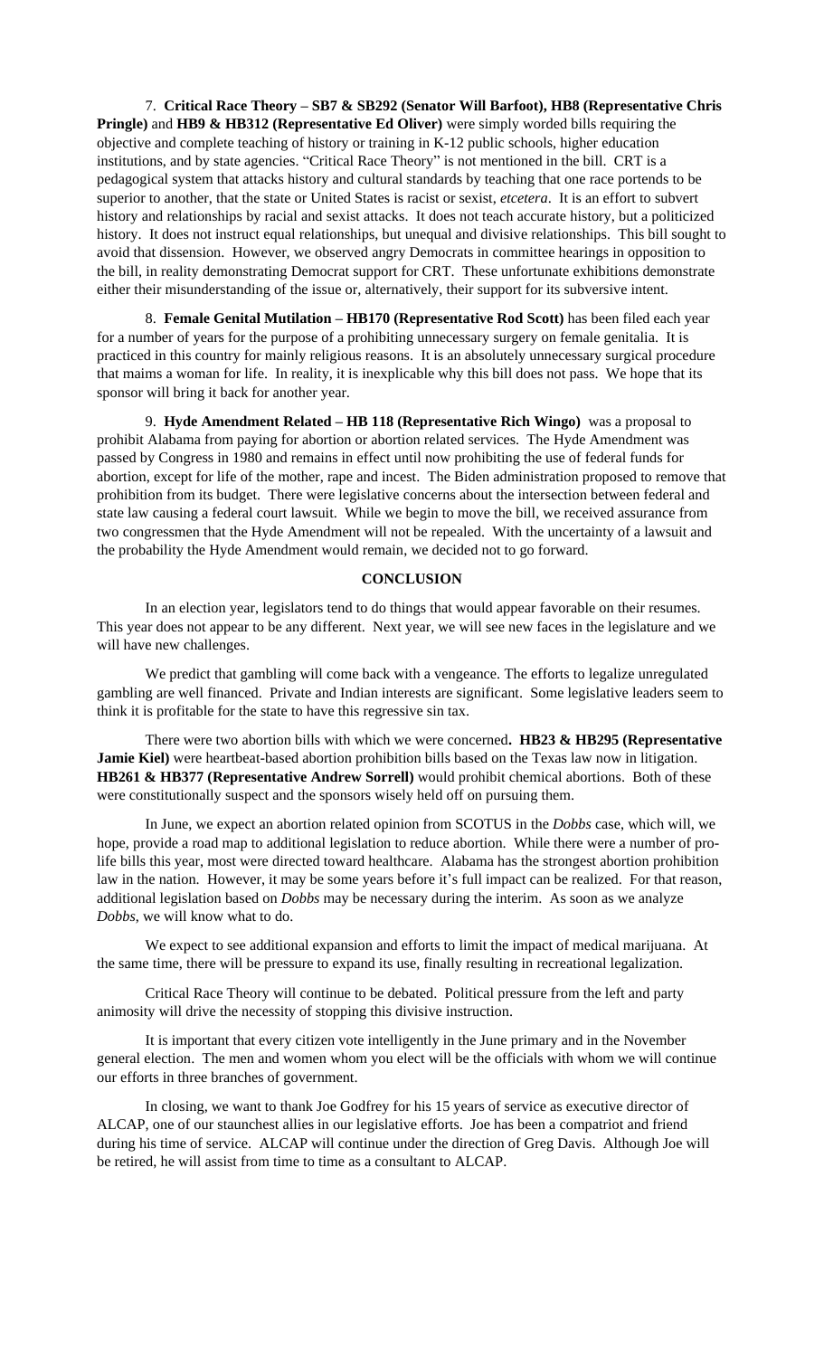7. **Critical Race Theory – SB7 & SB292 (Senator Will Barfoot), HB8 (Representative Chris Pringle)** and **HB9 & HB312 (Representative Ed Oliver)** were simply worded bills requiring the objective and complete teaching of history or training in K-12 public schools, higher education institutions, and by state agencies. "Critical Race Theory" is not mentioned in the bill. CRT is a pedagogical system that attacks history and cultural standards by teaching that one race portends to be superior to another, that the state or United States is racist or sexist, *etcetera*. It is an effort to subvert history and relationships by racial and sexist attacks. It does not teach accurate history, but a politicized history. It does not instruct equal relationships, but unequal and divisive relationships. This bill sought to avoid that dissension. However, we observed angry Democrats in committee hearings in opposition to the bill, in reality demonstrating Democrat support for CRT. These unfortunate exhibitions demonstrate either their misunderstanding of the issue or, alternatively, their support for its subversive intent.

8. **Female Genital Mutilation – HB170 (Representative Rod Scott)** has been filed each year for a number of years for the purpose of a prohibiting unnecessary surgery on female genitalia. It is practiced in this country for mainly religious reasons. It is an absolutely unnecessary surgical procedure that maims a woman for life. In reality, it is inexplicable why this bill does not pass. We hope that its sponsor will bring it back for another year.

9. **Hyde Amendment Related – HB 118 (Representative Rich Wingo)** was a proposal to prohibit Alabama from paying for abortion or abortion related services. The Hyde Amendment was passed by Congress in 1980 and remains in effect until now prohibiting the use of federal funds for abortion, except for life of the mother, rape and incest. The Biden administration proposed to remove that prohibition from its budget. There were legislative concerns about the intersection between federal and state law causing a federal court lawsuit. While we begin to move the bill, we received assurance from two congressmen that the Hyde Amendment will not be repealed. With the uncertainty of a lawsuit and the probability the Hyde Amendment would remain, we decided not to go forward.

## CONCLUSION

In an election year, legislators tend to do things that would appear favorable on their resumes. This year does not appear to be any different. Next year, we will see new faces in the legislature and we will have new challenges.

We predict that gambling will come back with a vengeance. The efforts to legalize unregulated gambling are well financed. Private and Indian interests are significant. Some legislative leaders seem to think it is profitable for the state to have this regressive sin tax.

There were two abortion bills with which we were concerned**. HB23 & HB295 (Representative Jamie Kiel)** were heartbeat-based abortion prohibition bills based on the Texas law now in litigation. **HB261 & HB377 (Representative Andrew Sorrell)** would prohibit chemical abortions. Both of these were constitutionally suspect and the sponsors wisely held off on pursuing them.

In June, we expect an abortion related opinion from SCOTUS in the *Dobbs* case, which will, we hope, provide a road map to additional legislation to reduce abortion. While there were a number of pro-life bills this year, most were directed toward healthcare. Alabama has the strongest abortion prohibition law in the nation. However, it may be some years before it's full impact can be realized. For that reason, additional legislation based on *Dobbs* may be necessary during the interim. As soon as we analyze *Dobbs*, we will know what to do.

We expect to see additional expansion and efforts to limit the impact of medical marijuana. At the same time, there will be pressure to expand its use, finally resulting in recreational legalization.

Critical Race Theory will continue to be debated. Political pressure from the left and party animosity will drive the necessity of stopping this divisive instruction.

It is important that every citizen vote intelligently in the June primary and in the November general election. The men and women whom you elect will be the officials with whom we will continue our efforts in three branches of government.

In closing, we want to thank Joe Godfrey for his 15 years of service as executive director of ALCAP, one of our staunchest allies in our legislative efforts. Joe has been a compatriot and friend during his time of service. ALCAP will continue under the direction of Greg Davis. Although Joe will be retired, he will assist from time to time as a consultant to ALCAP.